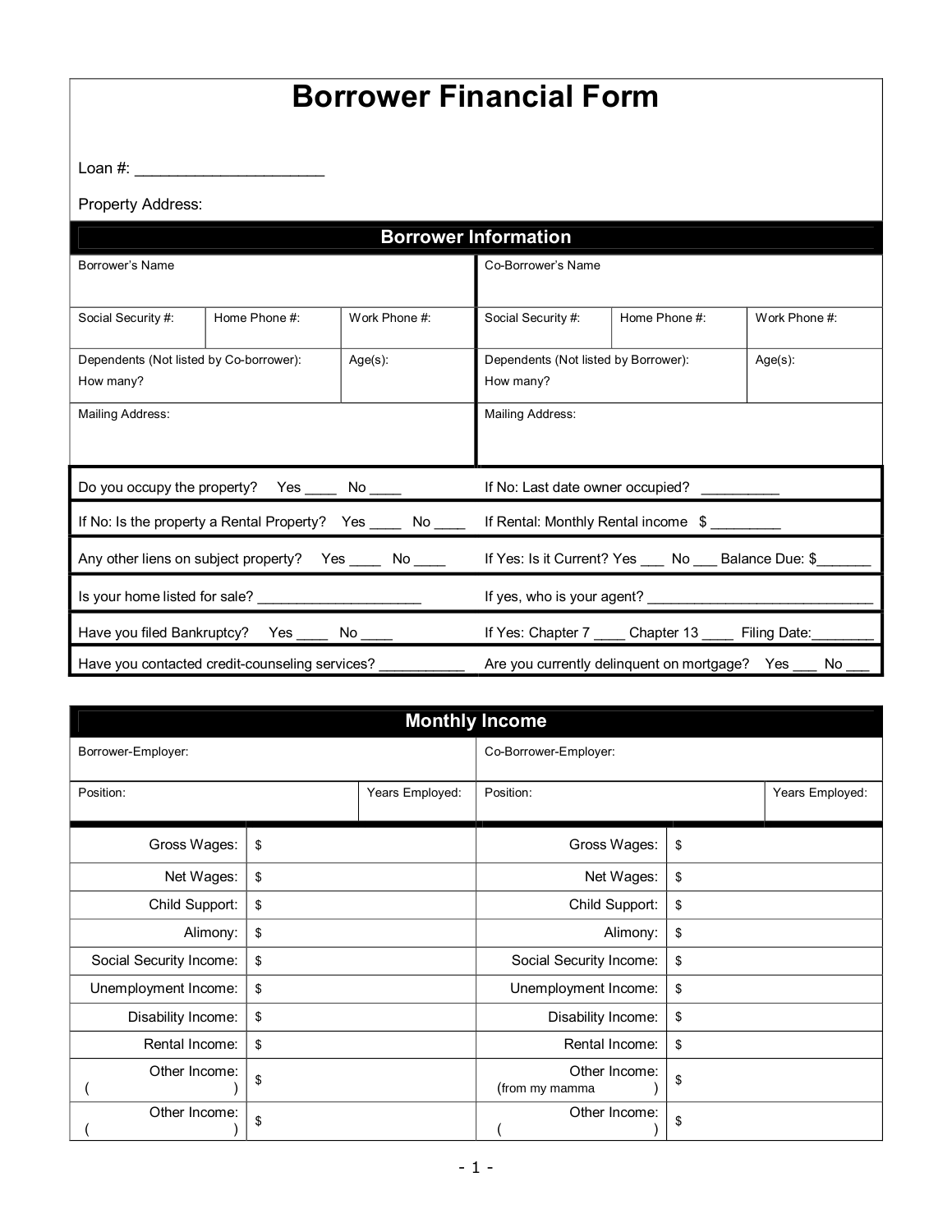# Borrower Financial Form

Loan #: ______________________

Property Address:

## Borrower Information

| Borrower's Name | | | Co-Borrower's Name | | |
|---|---|---|---|---|---|
| Social Security #: | Home Phone #: | Work Phone #: | Social Security #: | Home Phone #: | Work Phone #: |
| Dependents (Not listed by Co-borrower): How many? | | Age(s): | Dependents (Not listed by Borrower): How many? | | Age(s): |
| Mailing Address: | | | Mailing Address: | | |

| | |
|---|---|
| Do you occupy the property? Yes ____ No ____ | If No: Last date owner occupied? __________ |
| If No: Is the property a Rental Property? Yes ____ No ____ | If Rental: Monthly Rental income $ _________ |
| Any other liens on subject property? Yes ____ No ____ | If Yes: Is it Current? Yes ___ No ___ Balance Due: $_______ |
| Is your home listed for sale? _____________________ | If yes, who is your agent? _____________________________ |
| Have you filed Bankruptcy? Yes ____ No ____ | If Yes: Chapter 7 ____ Chapter 13 ____ Filing Date:________ |
| Have you contacted credit-counseling services? ___________ | Are you currently delinquent on mortgage? Yes ___ No ___ |

## Monthly Income

| Borrower-Employer: | | Co-Borrower-Employer: | |
|---|---|---|---|
| Position: | Years Employed: | Position: | Years Employed: |
| Gross Wages: | $ | Gross Wages: | $ |
| Net Wages: | $ | Net Wages: | $ |
| Child Support: | $ | Child Support: | $ |
| Alimony: | $ | Alimony: | $ |
| Social Security Income: | $ | Social Security Income: | $ |
| Unemployment Income: | $ | Unemployment Income: | $ |
| Disability Income: | $ | Disability Income: | $ |
| Rental Income: | $ | Rental Income: | $ |
| Other Income: ( ) | $ | Other Income: (from my mamma ) | $ |
| Other Income: ( ) | $ | Other Income: ( ) | $ |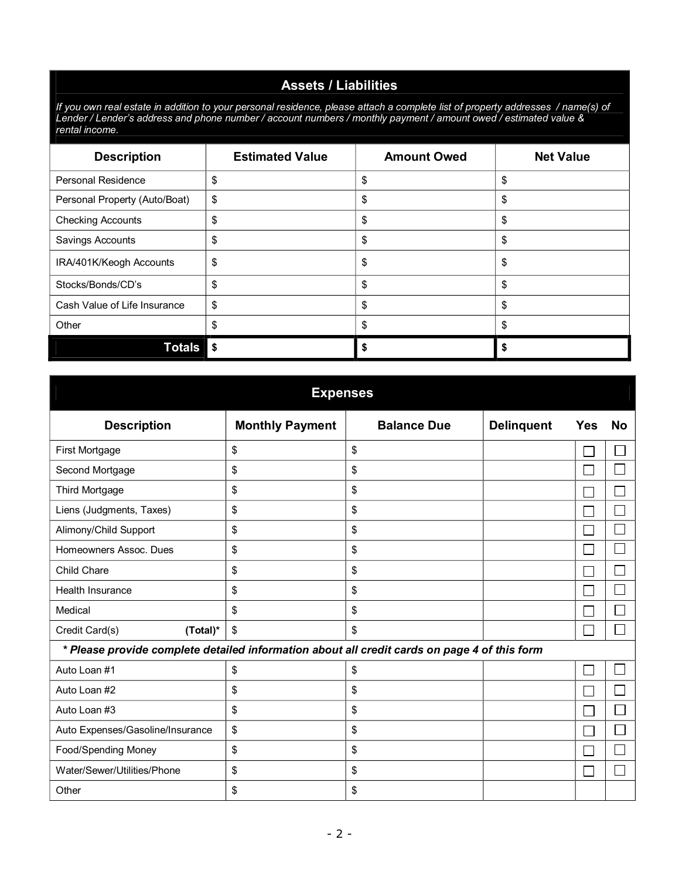## Assets / Liabilities

*If you own real estate in addition to your personal residence, please attach a complete list of property addresses / name(s) of Lender / Lender's address and phone number / account numbers / monthly payment / amount owed / estimated value & rental income.*

| Description | Estimated Value | Amount Owed | Net Value |
|---|---|---|---|
| Personal Residence | $ | $ | $ |
| Personal Property (Auto/Boat) | $ | $ | $ |
| Checking Accounts | $ | $ | $ |
| Savings Accounts | $ | $ | $ |
| IRA/401K/Keogh Accounts | $ | $ | $ |
| Stocks/Bonds/CD's | $ | $ | $ |
| Cash Value of Life Insurance | $ | $ | $ |
| Other | $ | $ | $ |
| **Totals** | **$** | **$** | **$** |

## Expenses

| Description | Monthly Payment | Balance Due | Delinquent | Yes | No |
|---|---|---|---|---|---|
| First Mortgage | $ | $ | | ☐ | ☐ |
| Second Mortgage | $ | $ | | ☐ | ☐ |
| Third Mortgage | $ | $ | | ☐ | ☐ |
| Liens (Judgments, Taxes) | $ | $ | | ☐ | ☐ |
| Alimony/Child Support | $ | $ | | ☐ | ☐ |
| Homeowners Assoc. Dues | $ | $ | | ☐ | ☐ |
| Child Chare | $ | $ | | ☐ | ☐ |
| Health Insurance | $ | $ | | ☐ | ☐ |
| Medical | $ | $ | | ☐ | ☐ |
| Credit Card(s) **(Total)*** | $ | $ | | ☐ | ☐ |
| ***\* Please provide complete detailed information about all credit cards on page 4 of this form*** | | | | | |
| Auto Loan #1 | $ | $ | | ☐ | ☐ |
| Auto Loan #2 | $ | $ | | ☐ | ☐ |
| Auto Loan #3 | $ | $ | | ☐ | ☐ |
| Auto Expenses/Gasoline/Insurance | $ | $ | | ☐ | ☐ |
| Food/Spending Money | $ | $ | | ☐ | ☐ |
| Water/Sewer/Utilities/Phone | $ | $ | | ☐ | ☐ |
| Other | $ | $ | | | |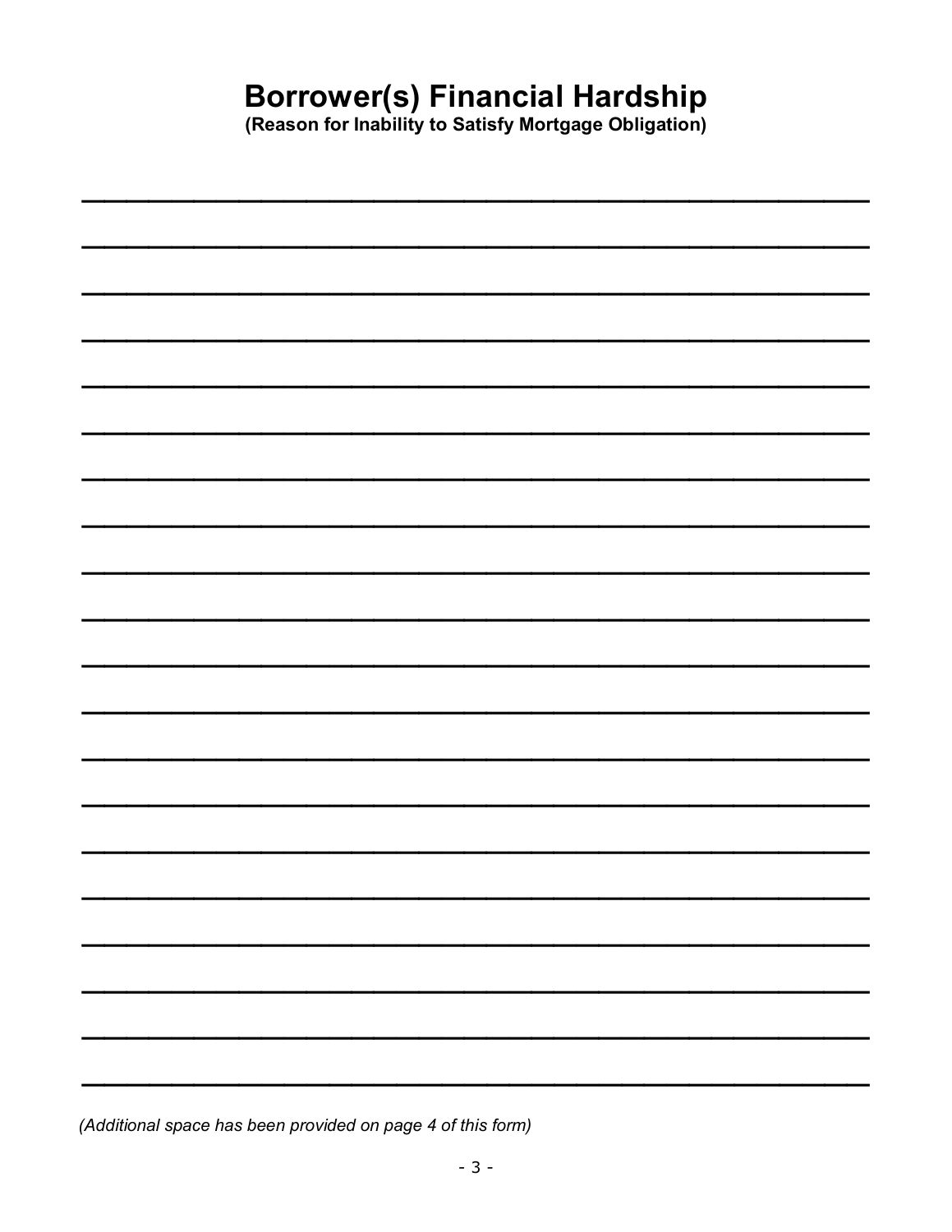# Borrower(s) Financial Hardship

**(Reason for Inability to Satisfy Mortgage Obligation)**

______________________________________________________________________

______________________________________________________________________

______________________________________________________________________

______________________________________________________________________

______________________________________________________________________

______________________________________________________________________

______________________________________________________________________

______________________________________________________________________

______________________________________________________________________

______________________________________________________________________

______________________________________________________________________

______________________________________________________________________

______________________________________________________________________

______________________________________________________________________

______________________________________________________________________

______________________________________________________________________

______________________________________________________________________

______________________________________________________________________

______________________________________________________________________

______________________________________________________________________

*(Additional space has been provided on page 4 of this form)*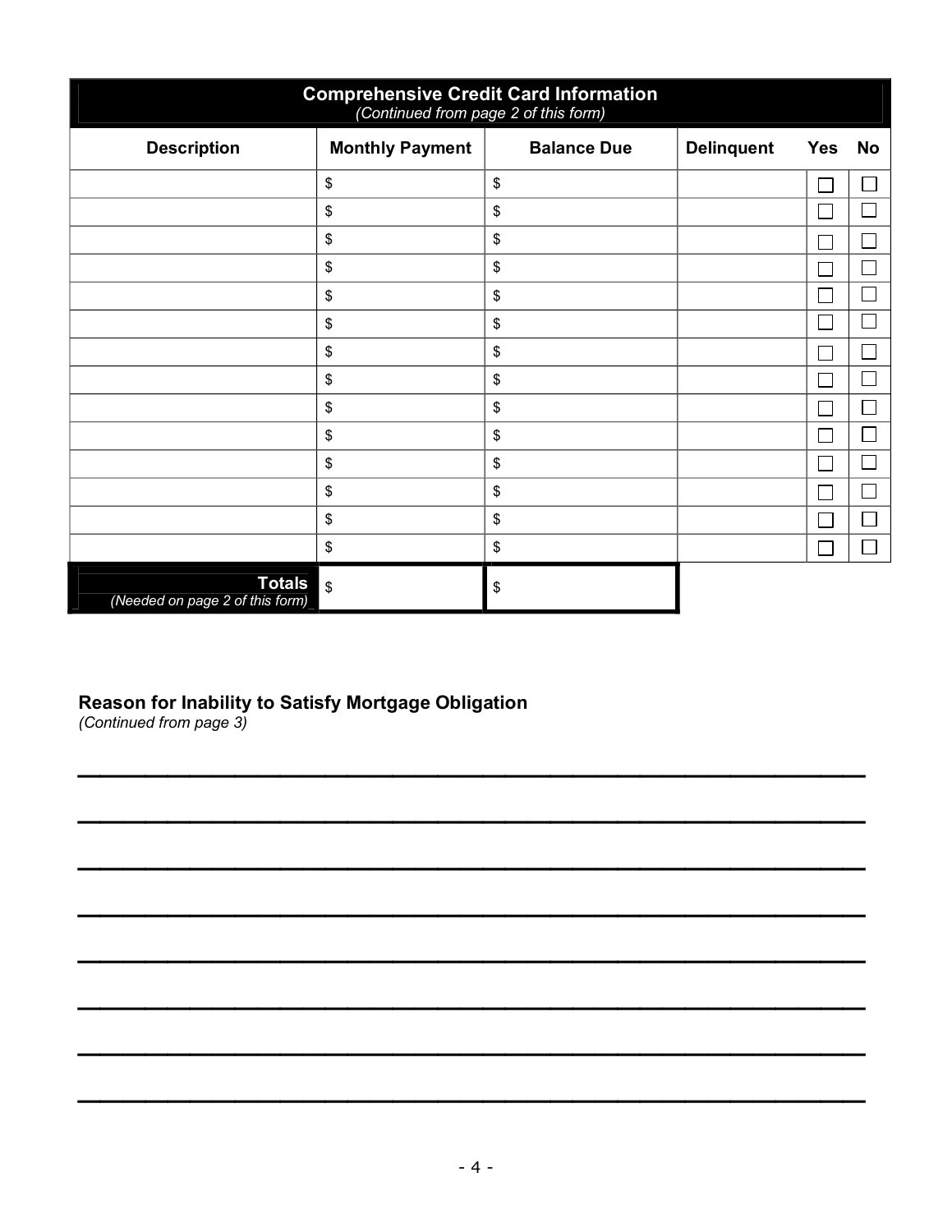| **Comprehensive Credit Card Information** *(Continued from page 2 of this form)* | | | | | |
|---|---|---|---|---|---|
| **Description** | **Monthly Payment** | **Balance Due** | **Delinquent** | **Yes** | **No** |
| | $ | $ | | ☐ | ☐ |
| | $ | $ | | ☐ | ☐ |
| | $ | $ | | ☐ | ☐ |
| | $ | $ | | ☐ | ☐ |
| | $ | $ | | ☐ | ☐ |
| | $ | $ | | ☐ | ☐ |
| | $ | $ | | ☐ | ☐ |
| | $ | $ | | ☐ | ☐ |
| | $ | $ | | ☐ | ☐ |
| | $ | $ | | ☐ | ☐ |
| | $ | $ | | ☐ | ☐ |
| | $ | $ | | ☐ | ☐ |
| | $ | $ | | ☐ | ☐ |
| | $ | $ | | ☐ | ☐ |
| **Totals** *(Needed on page 2 of this form)* | $ | $ | | | |

**Reason for Inability to Satisfy Mortgage Obligation**
*(Continued from page 3)*

______________________________________________________________________

______________________________________________________________________

______________________________________________________________________

______________________________________________________________________

______________________________________________________________________

______________________________________________________________________

______________________________________________________________________

______________________________________________________________________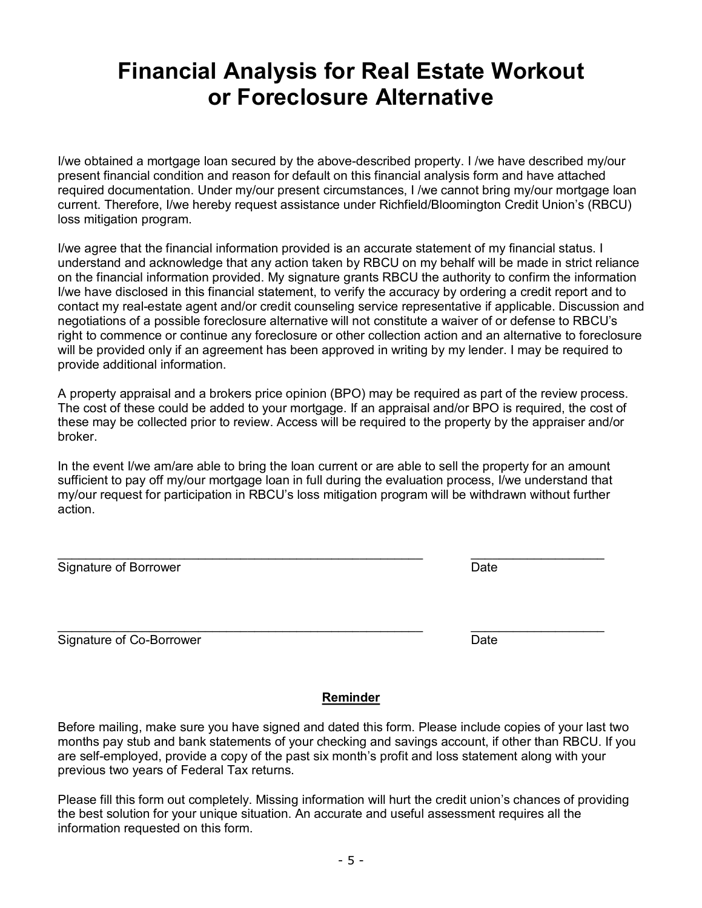# Financial Analysis for Real Estate Workout or Foreclosure Alternative

I/we obtained a mortgage loan secured by the above-described property. I /we have described my/our present financial condition and reason for default on this financial analysis form and have attached required documentation. Under my/our present circumstances, I /we cannot bring my/our mortgage loan current. Therefore, I/we hereby request assistance under Richfield/Bloomington Credit Union's (RBCU) loss mitigation program.

I/we agree that the financial information provided is an accurate statement of my financial status. I understand and acknowledge that any action taken by RBCU on my behalf will be made in strict reliance on the financial information provided. My signature grants RBCU the authority to confirm the information I/we have disclosed in this financial statement, to verify the accuracy by ordering a credit report and to contact my real-estate agent and/or credit counseling service representative if applicable. Discussion and negotiations of a possible foreclosure alternative will not constitute a waiver of or defense to RBCU's right to commence or continue any foreclosure or other collection action and an alternative to foreclosure will be provided only if an agreement has been approved in writing by my lender. I may be required to provide additional information.

A property appraisal and a brokers price opinion (BPO) may be required as part of the review process. The cost of these could be added to your mortgage. If an appraisal and/or BPO is required, the cost of these may be collected prior to review. Access will be required to the property by the appraiser and/or broker.

In the event I/we am/are able to bring the loan current or are able to sell the property for an amount sufficient to pay off my/our mortgage loan in full during the evaluation process, I/we understand that my/our request for participation in RBCU's loss mitigation program will be withdrawn without further action.

\_\_\_\_\_\_\_\_\_\_\_\_\_\_\_\_\_\_\_\_\_\_\_\_\_\_\_\_\_\_\_\_\_\_\_\_\_\_\_\_\_\_\_\_\_\_\_\_\_\_\_\_ \_\_\_\_\_\_\_\_\_\_\_\_\_\_\_\_\_\_\_\_

Signature of Borrower Date

\_\_\_\_\_\_\_\_\_\_\_\_\_\_\_\_\_\_\_\_\_\_\_\_\_\_\_\_\_\_\_\_\_\_\_\_\_\_\_\_\_\_\_\_\_\_\_\_\_\_\_\_ \_\_\_\_\_\_\_\_\_\_\_\_\_\_\_\_\_\_\_\_

Signature of Co-Borrower Date

**Reminder**

Before mailing, make sure you have signed and dated this form. Please include copies of your last two months pay stub and bank statements of your checking and savings account, if other than RBCU. If you are self-employed, provide a copy of the past six month's profit and loss statement along with your previous two years of Federal Tax returns.

Please fill this form out completely. Missing information will hurt the credit union's chances of providing the best solution for your unique situation. An accurate and useful assessment requires all the information requested on this form.